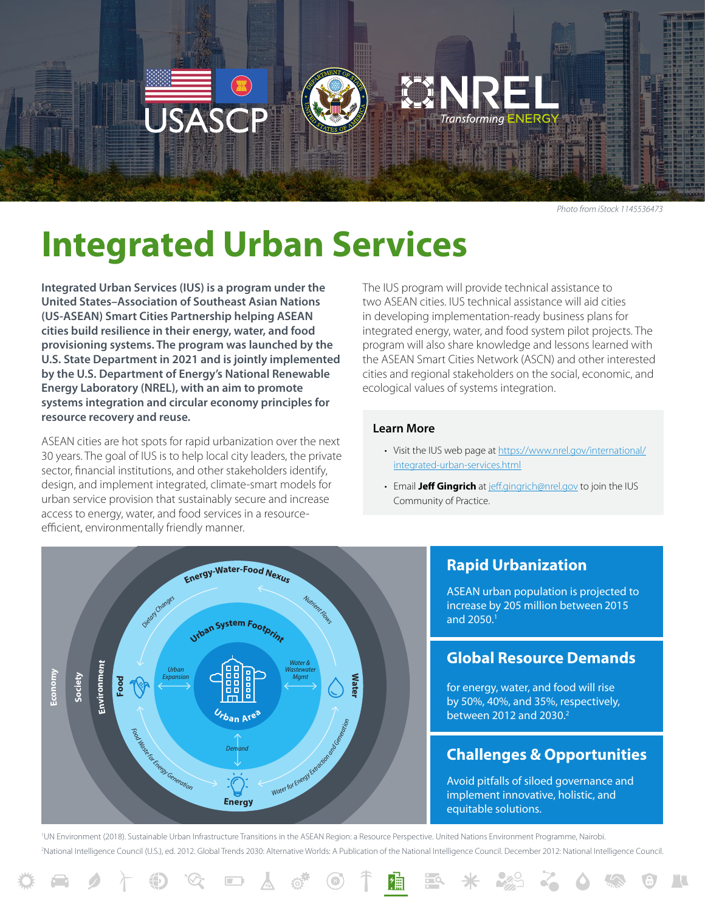*Photo from iStock 1145536473*

# Integrated Urban Services

**Integrated Urban Services (IUS) is a program under the United States–Association of Southeast Asian Nations (US-ASEAN) Smart Cities Partnership helping ASEAN cities build resilience in their energy, water, and food provisioning systems. The program was launched by the U.S. State Department in 2021 and is jointly implemented by the U.S. Department of Energy's National Renewable Energy Laboratory (NREL), with an aim to promote systems integration and circular economy principles for resource recovery and reuse.**

ASEAN cities are hot spots for rapid urbanization over the next 30 years. The goal of IUS is to help local city leaders, the private sector, financial institutions, and other stakeholders identify, design, and implement integrated, climate-smart models for urban service provision that sustainably secure and increase access to energy, water, and food services in a resource-efficient, environmentally friendly manner.

The IUS program will provide technical assistance to two ASEAN cities. IUS technical assistance will aid cities in developing implementation-ready business plans for integrated energy, water, and food system pilot projects. The program will also share knowledge and lessons learned with the ASEAN Smart Cities Network (ASCN) and other interested cities and regional stakeholders on the social, economic, and ecological values of systems integration.

### Learn More

- Visit the IUS web page at https://www.nrel.gov/international/integrated-urban-services.html
- Email **Jeff Gingrich** at jeff.gingrich@nrel.gov to join the IUS Community of Practice.

### Rapid Urbanization

ASEAN urban population is projected to increase by 205 million between 2015 and 2050.[1]

### Global Resource Demands

for energy, water, and food will rise by 50%, 40%, and 35%, respectively, between 2012 and 2030.[2]

### Challenges & Opportunities

Avoid pitfalls of siloed governance and implement innovative, holistic, and equitable solutions.

[1]UN Environment (2018). Sustainable Urban Infrastructure Transitions in the ASEAN Region: a Resource Perspective. United Nations Environment Programme, Nairobi.

[2]National Intelligence Council (U.S.), ed. 2012. Global Trends 2030: Alternative Worlds: A Publication of the National Intelligence Council. December 2012: National Intelligence Council.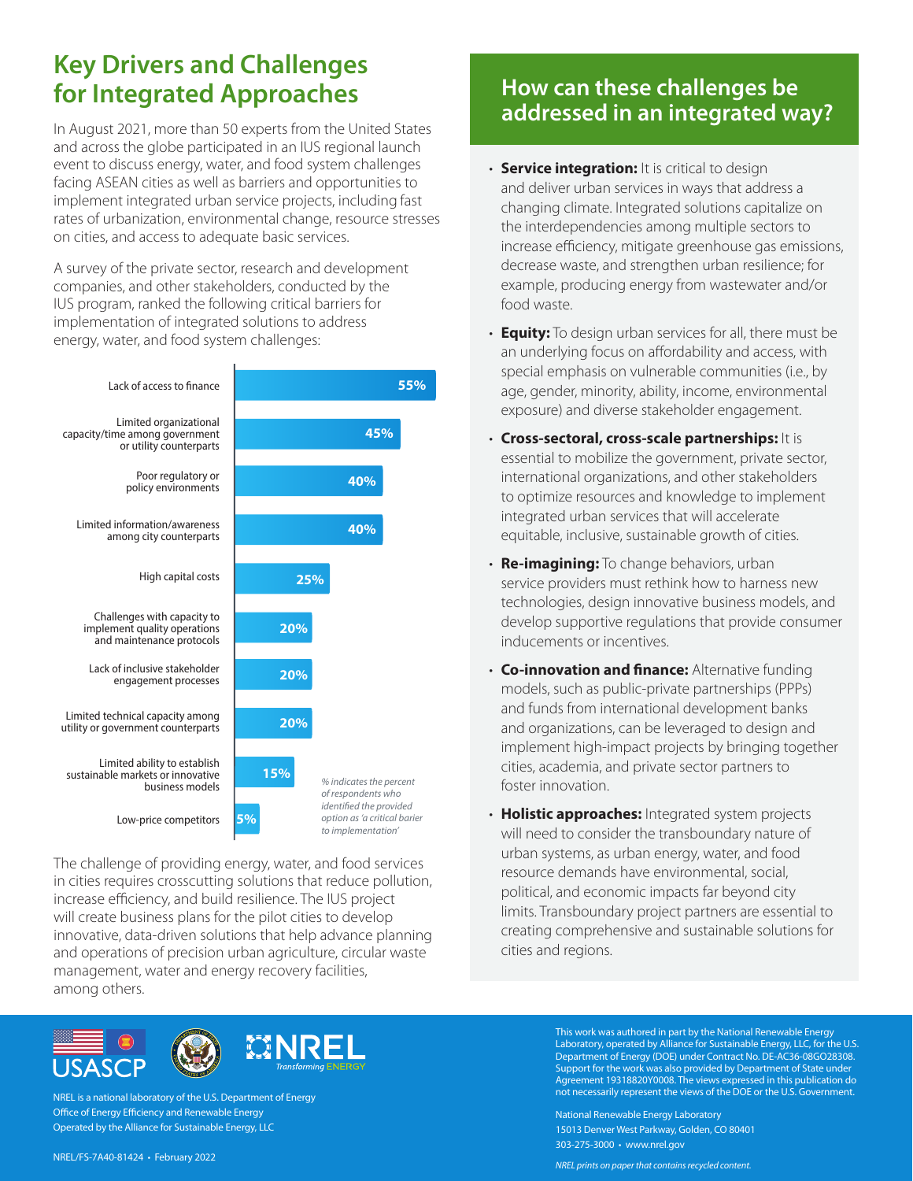## Key Drivers and Challenges for Integrated Approaches

In August 2021, more than 50 experts from the United States and across the globe participated in an IUS regional launch event to discuss energy, water, and food system challenges facing ASEAN cities as well as barriers and opportunities to implement integrated urban service projects, including fast rates of urbanization, environmental change, resource stresses on cities, and access to adequate basic services.

A survey of the private sector, research and development companies, and other stakeholders, conducted by the IUS program, ranked the following critical barriers for implementation of integrated solutions to address energy, water, and food system challenges:

Lack of access to finance 55%
Limited organizational capacity/time among government or utility counterparts 45%
Poor regulatory or policy environments 40%
Limited information/awareness among city counterparts 40%
High capital costs 25%
Challenges with capacity to implement quality operations and maintenance protocols 20%
Lack of inclusive stakeholder engagement processes 20%
Limited technical capacity among utility or government counterparts 20%
Limited ability to establish sustainable markets or innovative business models 15%
Low-price competitors 5%

*% indicates the percent of respondents who identified the provided option as 'a critical barier to implementation'*

The challenge of providing energy, water, and food services in cities requires crosscutting solutions that reduce pollution, increase efficiency, and build resilience. The IUS project will create business plans for the pilot cities to develop innovative, data-driven solutions that help advance planning and operations of precision urban agriculture, circular waste management, water and energy recovery facilities, among others.

## How can these challenges be addressed in an integrated way?

- **Service integration:** It is critical to design and deliver urban services in ways that address a changing climate. Integrated solutions capitalize on the interdependencies among multiple sectors to increase efficiency, mitigate greenhouse gas emissions, decrease waste, and strengthen urban resilience; for example, producing energy from wastewater and/or food waste.
- **Equity:** To design urban services for all, there must be an underlying focus on affordability and access, with special emphasis on vulnerable communities (i.e., by age, gender, minority, ability, income, environmental exposure) and diverse stakeholder engagement.
- **Cross-sectoral, cross-scale partnerships:** It is essential to mobilize the government, private sector, international organizations, and other stakeholders to optimize resources and knowledge to implement integrated urban services that will accelerate equitable, inclusive, sustainable growth of cities.
- **Re-imagining:** To change behaviors, urban service providers must rethink how to harness new technologies, design innovative business models, and develop supportive regulations that provide consumer inducements or incentives.
- **Co-innovation and finance:** Alternative funding models, such as public-private partnerships (PPPs) and funds from international development banks and organizations, can be leveraged to design and implement high-impact projects by bringing together cities, academia, and private sector partners to foster innovation.
- **Holistic approaches:** Integrated system projects will need to consider the transboundary nature of urban systems, as urban energy, water, and food resource demands have environmental, social, political, and economic impacts far beyond city limits. Transboundary project partners are essential to creating comprehensive and sustainable solutions for cities and regions.

USASCP

NREL Transforming ENERGY

NREL is a national laboratory of the U.S. Department of Energy
Office of Energy Efficiency and Renewable Energy
Operated by the Alliance for Sustainable Energy, LLC

This work was authored in part by the National Renewable Energy Laboratory, operated by Alliance for Sustainable Energy, LLC, for the U.S. Department of Energy (DOE) under Contract No. DE-AC36-08GO28308. Support for the work was also provided by Department of State under Agreement 19318820Y0008. The views expressed in this publication do not necessarily represent the views of the DOE or the U.S. Government.

National Renewable Energy Laboratory
15013 Denver West Parkway, Golden, CO 80401
303-275-3000 • www.nrel.gov

NREL/FS-7A40-81424 • February 2022

*NREL prints on paper that contains recycled content.*